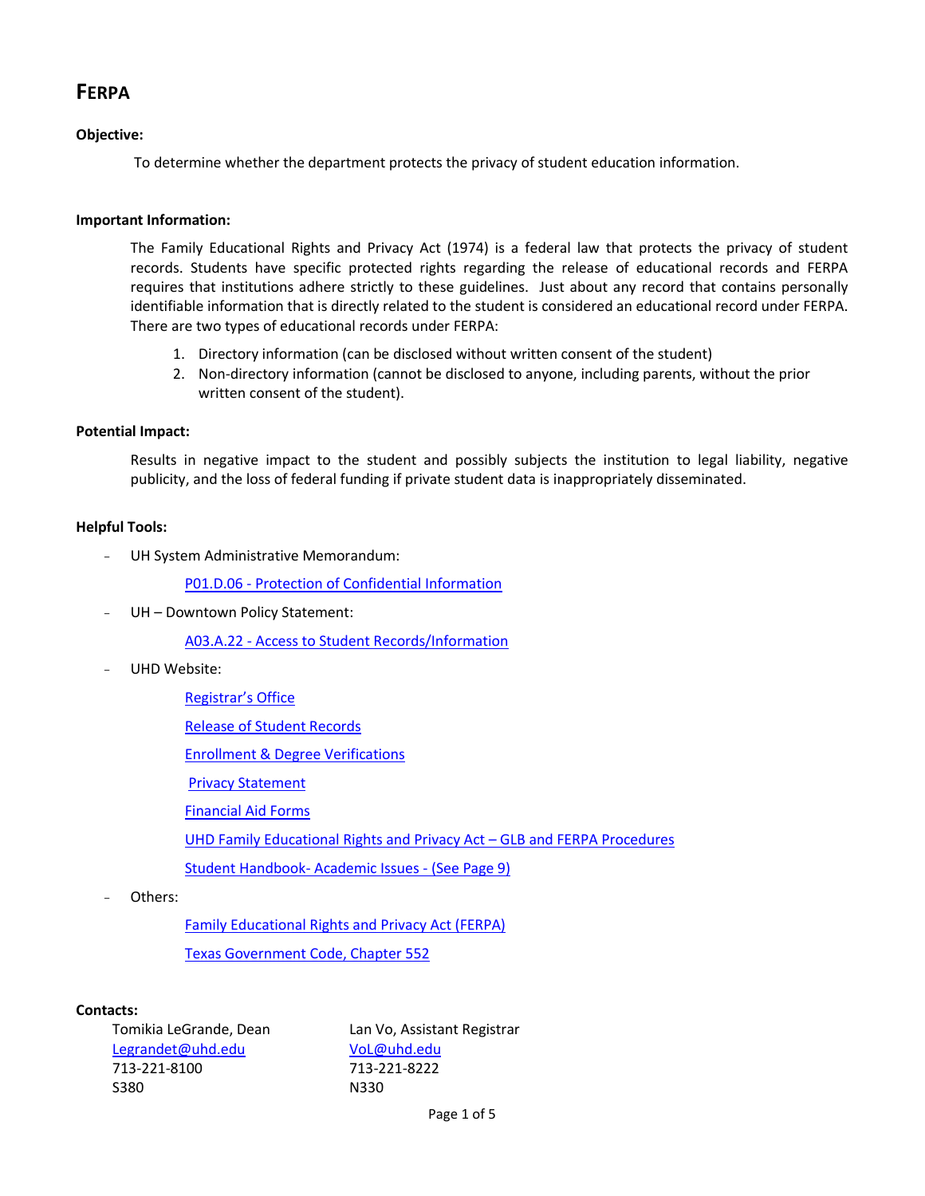# FERPA

**Objective:**

To determine whether the department protects the privacy of student education information.

**Important Information:**

The Family Educational Rights and Privacy Act (1974) is a federal law that protects the privacy of student records. Students have specific protected rights regarding the release of educational records and FERPA requires that institutions adhere strictly to these guidelines. Just about any record that contains personally identifiable information that is directly related to the student is considered an educational record under FERPA. There are two types of educational records under FERPA:

1. Directory information (can be disclosed without written consent of the student)
2. Non-directory information (cannot be disclosed to anyone, including parents, without the prior written consent of the student).

**Potential Impact:**

Results in negative impact to the student and possibly subjects the institution to legal liability, negative publicity, and the loss of federal funding if private student data is inappropriately disseminated.

**Helpful Tools:**

- UH System Administrative Memorandum:
  - P01.D.06 - Protection of Confidential Information
- UH – Downtown Policy Statement:
  - A03.A.22 - Access to Student Records/Information
- UHD Website:
  - Registrar's Office
  - Release of Student Records
  - Enrollment & Degree Verifications
  - Privacy Statement
  - Financial Aid Forms
  - UHD Family Educational Rights and Privacy Act – GLB and FERPA Procedures
  - Student Handbook- Academic Issues - (See Page 9)
- Others:
  - Family Educational Rights and Privacy Act (FERPA)
  - Texas Government Code, Chapter 552

**Contacts:**

Tomikia LeGrande, Dean
Legrandet@uhd.edu
713-221-8100
S380

Lan Vo, Assistant Registrar
VoL@uhd.edu
713-221-8222
N330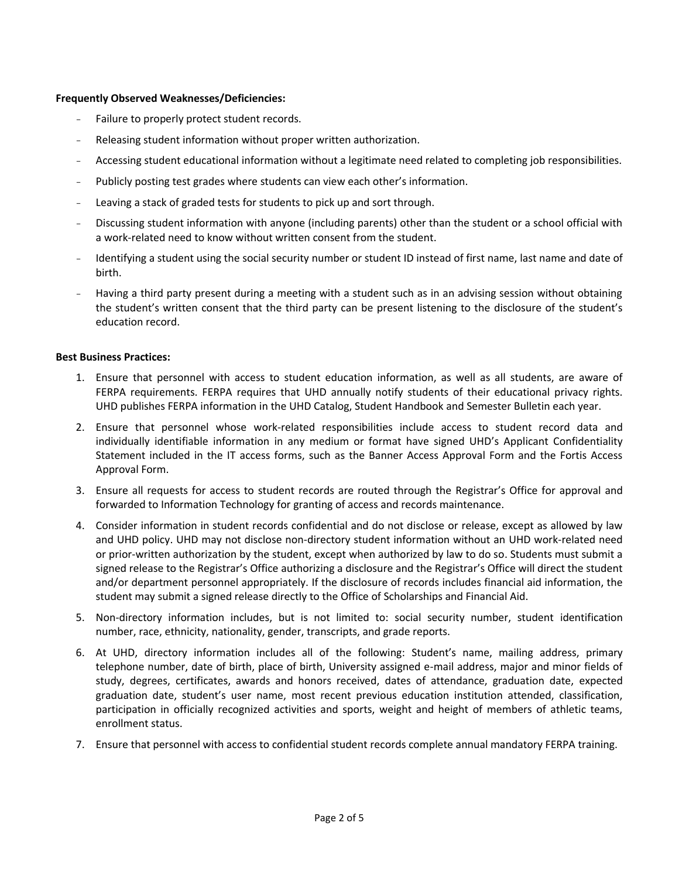**Frequently Observed Weaknesses/Deficiencies:**

- Failure to properly protect student records.
- Releasing student information without proper written authorization.
- Accessing student educational information without a legitimate need related to completing job responsibilities.
- Publicly posting test grades where students can view each other's information.
- Leaving a stack of graded tests for students to pick up and sort through.
- Discussing student information with anyone (including parents) other than the student or a school official with a work-related need to know without written consent from the student.
- Identifying a student using the social security number or student ID instead of first name, last name and date of birth.
- Having a third party present during a meeting with a student such as in an advising session without obtaining the student's written consent that the third party can be present listening to the disclosure of the student's education record.

**Best Business Practices:**

1. Ensure that personnel with access to student education information, as well as all students, are aware of FERPA requirements. FERPA requires that UHD annually notify students of their educational privacy rights. UHD publishes FERPA information in the UHD Catalog, Student Handbook and Semester Bulletin each year.
2. Ensure that personnel whose work-related responsibilities include access to student record data and individually identifiable information in any medium or format have signed UHD's Applicant Confidentiality Statement included in the IT access forms, such as the Banner Access Approval Form and the Fortis Access Approval Form.
3. Ensure all requests for access to student records are routed through the Registrar's Office for approval and forwarded to Information Technology for granting of access and records maintenance.
4. Consider information in student records confidential and do not disclose or release, except as allowed by law and UHD policy. UHD may not disclose non-directory student information without an UHD work-related need or prior-written authorization by the student, except when authorized by law to do so. Students must submit a signed release to the Registrar's Office authorizing a disclosure and the Registrar's Office will direct the student and/or department personnel appropriately. If the disclosure of records includes financial aid information, the student may submit a signed release directly to the Office of Scholarships and Financial Aid.
5. Non-directory information includes, but is not limited to: social security number, student identification number, race, ethnicity, nationality, gender, transcripts, and grade reports.
6. At UHD, directory information includes all of the following: Student's name, mailing address, primary telephone number, date of birth, place of birth, University assigned e-mail address, major and minor fields of study, degrees, certificates, awards and honors received, dates of attendance, graduation date, expected graduation date, student's user name, most recent previous education institution attended, classification, participation in officially recognized activities and sports, weight and height of members of athletic teams, enrollment status.
7. Ensure that personnel with access to confidential student records complete annual mandatory FERPA training.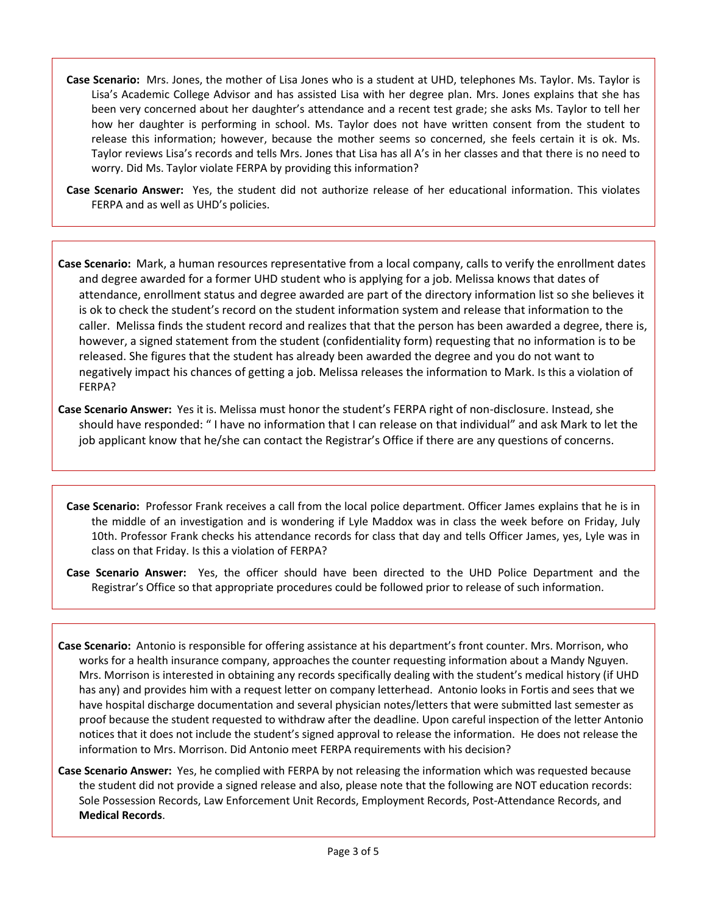**Case Scenario:** Mrs. Jones, the mother of Lisa Jones who is a student at UHD, telephones Ms. Taylor. Ms. Taylor is Lisa's Academic College Advisor and has assisted Lisa with her degree plan. Mrs. Jones explains that she has been very concerned about her daughter's attendance and a recent test grade; she asks Ms. Taylor to tell her how her daughter is performing in school. Ms. Taylor does not have written consent from the student to release this information; however, because the mother seems so concerned, she feels certain it is ok. Ms. Taylor reviews Lisa's records and tells Mrs. Jones that Lisa has all A's in her classes and that there is no need to worry. Did Ms. Taylor violate FERPA by providing this information?

**Case Scenario Answer:** Yes, the student did not authorize release of her educational information. This violates FERPA and as well as UHD's policies.

---

**Case Scenario:** Mark, a human resources representative from a local company, calls to verify the enrollment dates and degree awarded for a former UHD student who is applying for a job. Melissa knows that dates of attendance, enrollment status and degree awarded are part of the directory information list so she believes it is ok to check the student's record on the student information system and release that information to the caller. Melissa finds the student record and realizes that that the person has been awarded a degree, there is, however, a signed statement from the student (confidentiality form) requesting that no information is to be released. She figures that the student has already been awarded the degree and you do not want to negatively impact his chances of getting a job. Melissa releases the information to Mark. Is this a violation of FERPA?

**Case Scenario Answer:** Yes it is. Melissa must honor the student's FERPA right of non-disclosure. Instead, she should have responded: " I have no information that I can release on that individual" and ask Mark to let the job applicant know that he/she can contact the Registrar's Office if there are any questions of concerns.

---

**Case Scenario:** Professor Frank receives a call from the local police department. Officer James explains that he is in the middle of an investigation and is wondering if Lyle Maddox was in class the week before on Friday, July 10th. Professor Frank checks his attendance records for class that day and tells Officer James, yes, Lyle was in class on that Friday. Is this a violation of FERPA?

**Case Scenario Answer:** Yes, the officer should have been directed to the UHD Police Department and the Registrar's Office so that appropriate procedures could be followed prior to release of such information.

---

**Case Scenario:** Antonio is responsible for offering assistance at his department's front counter. Mrs. Morrison, who works for a health insurance company, approaches the counter requesting information about a Mandy Nguyen. Mrs. Morrison is interested in obtaining any records specifically dealing with the student's medical history (if UHD has any) and provides him with a request letter on company letterhead. Antonio looks in Fortis and sees that we have hospital discharge documentation and several physician notes/letters that were submitted last semester as proof because the student requested to withdraw after the deadline. Upon careful inspection of the letter Antonio notices that it does not include the student's signed approval to release the information. He does not release the information to Mrs. Morrison. Did Antonio meet FERPA requirements with his decision?

**Case Scenario Answer:** Yes, he complied with FERPA by not releasing the information which was requested because the student did not provide a signed release and also, please note that the following are NOT education records: Sole Possession Records, Law Enforcement Unit Records, Employment Records, Post-Attendance Records, and **Medical Records**.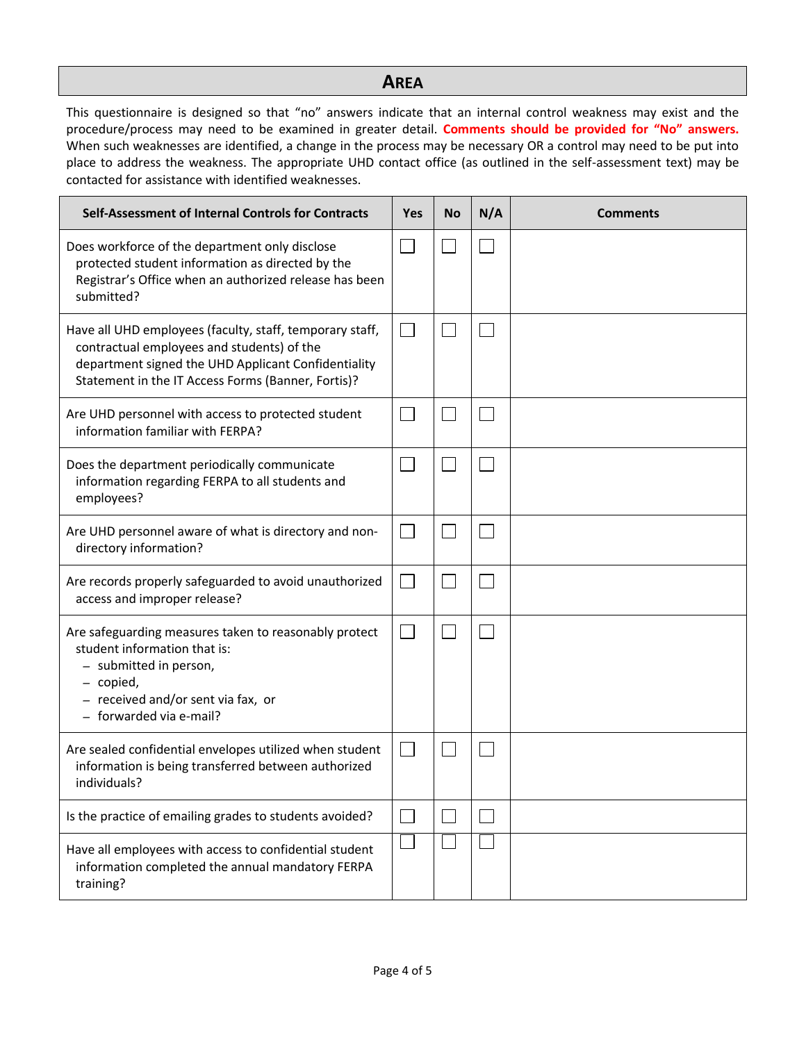## AREA

This questionnaire is designed so that "no" answers indicate that an internal control weakness may exist and the procedure/process may need to be examined in greater detail. **Comments should be provided for "No" answers.** When such weaknesses are identified, a change in the process may be necessary OR a control may need to be put into place to address the weakness. The appropriate UHD contact office (as outlined in the self-assessment text) may be contacted for assistance with identified weaknesses.

| Self-Assessment of Internal Controls for Contracts | Yes | No | N/A | Comments |
|---|---|---|---|---|
| Does workforce of the department only disclose protected student information as directed by the Registrar's Office when an authorized release has been submitted? | ☐ | ☐ | ☐ | |
| Have all UHD employees (faculty, staff, temporary staff, contractual employees and students) of the department signed the UHD Applicant Confidentiality Statement in the IT Access Forms (Banner, Fortis)? | ☐ | ☐ | ☐ | |
| Are UHD personnel with access to protected student information familiar with FERPA? | ☐ | ☐ | ☐ | |
| Does the department periodically communicate information regarding FERPA to all students and employees? | ☐ | ☐ | ☐ | |
| Are UHD personnel aware of what is directory and non-directory information? | ☐ | ☐ | ☐ | |
| Are records properly safeguarded to avoid unauthorized access and improper release? | ☐ | ☐ | ☐ | |
| Are safeguarding measures taken to reasonably protect student information that is:<br>– submitted in person,<br>– copied,<br>– received and/or sent via fax, or<br>– forwarded via e-mail? | ☐ | ☐ | ☐ | |
| Are sealed confidential envelopes utilized when student information is being transferred between authorized individuals? | ☐ | ☐ | ☐ | |
| Is the practice of emailing grades to students avoided? | ☐ | ☐ | ☐ | |
| Have all employees with access to confidential student information completed the annual mandatory FERPA training? | ☐ | ☐ | ☐ | |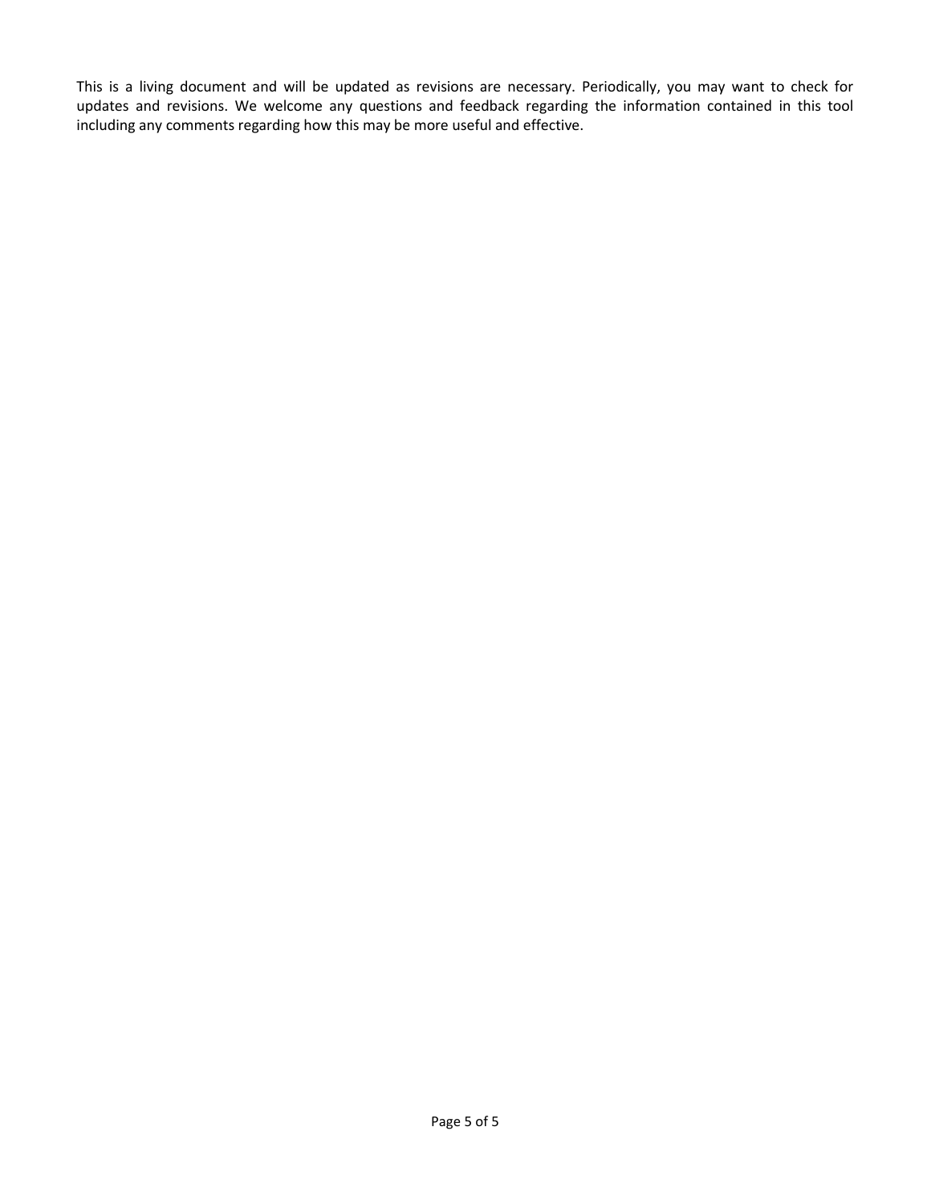This is a living document and will be updated as revisions are necessary. Periodically, you may want to check for updates and revisions. We welcome any questions and feedback regarding the information contained in this tool including any comments regarding how this may be more useful and effective.